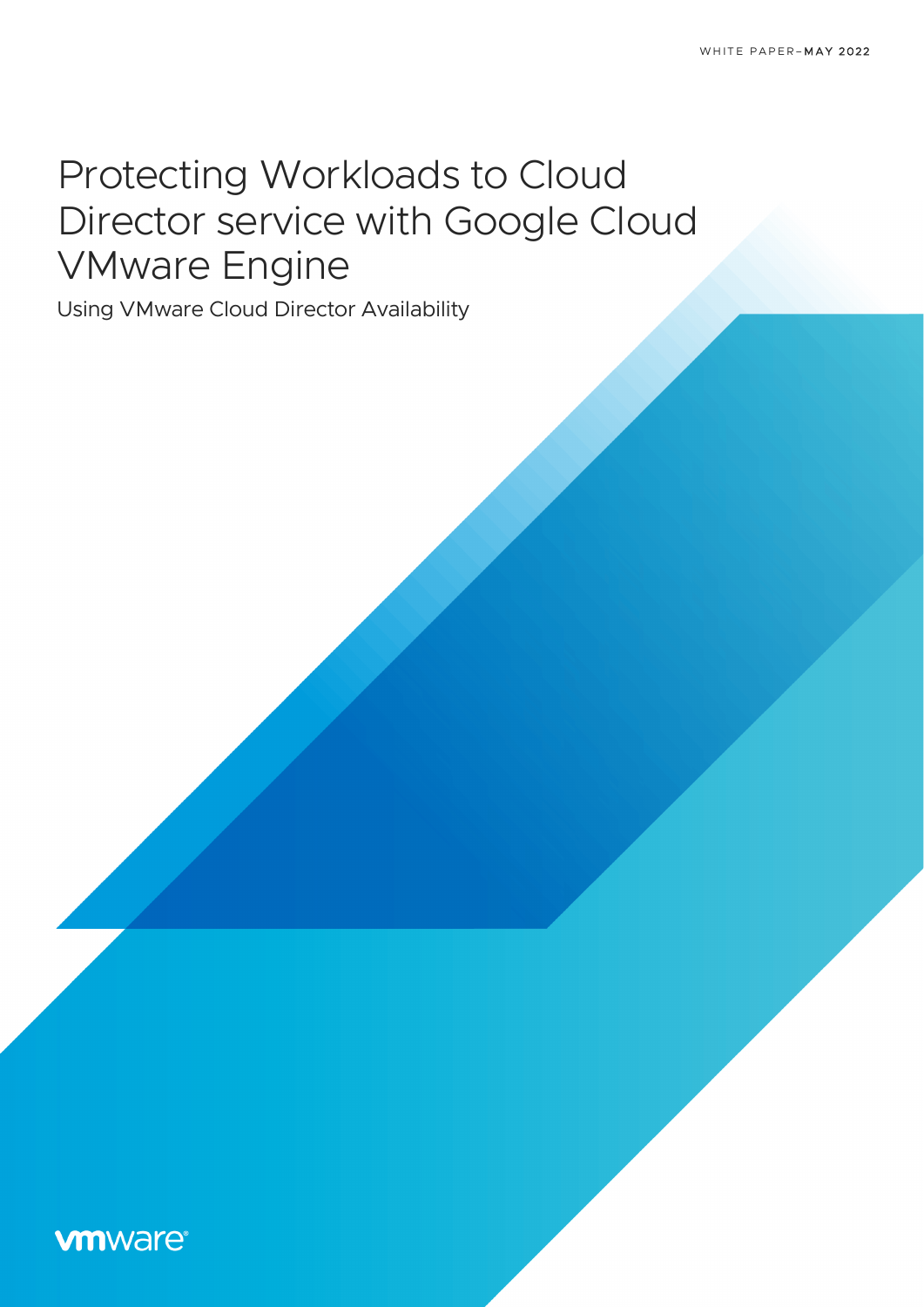WHITE PAPER–MAY 2022

# Protecting Workloads to Cloud Director service with Google Cloud VMware Engine

Using VMware Cloud Director Availability

vmware®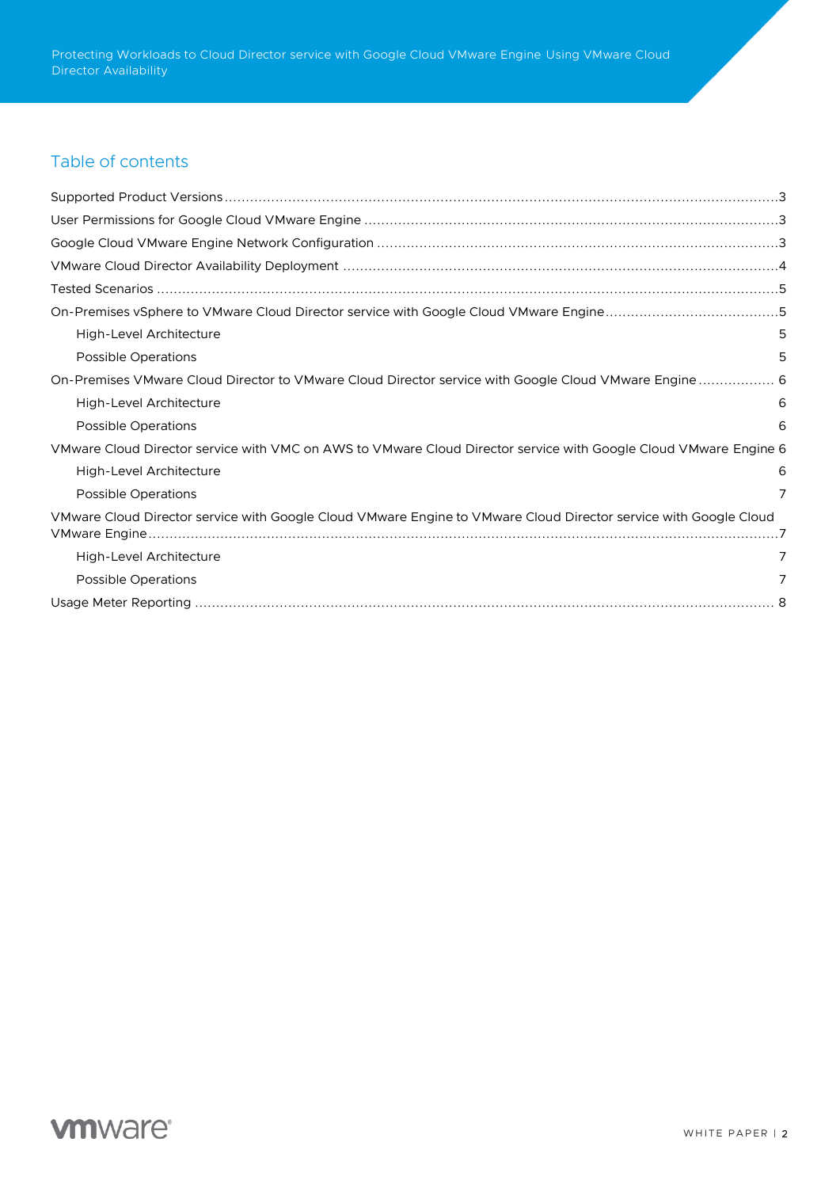## Table of contents

- Supported Product Versions ... 3
- User Permissions for Google Cloud VMware Engine ... 3
- Google Cloud VMware Engine Network Configuration ... 3
- VMware Cloud Director Availability Deployment ... 4
- Tested Scenarios ... 5
- On-Premises vSphere to VMware Cloud Director service with Google Cloud VMware Engine ... 5
  - High-Level Architecture 5
  - Possible Operations 5
- On-Premises VMware Cloud Director to VMware Cloud Director service with Google Cloud VMware Engine ... 6
  - High-Level Architecture 6
  - Possible Operations 6
- VMware Cloud Director service with VMC on AWS to VMware Cloud Director service with Google Cloud VMware Engine 6
  - High-Level Architecture 6
  - Possible Operations 7
- VMware Cloud Director service with Google Cloud VMware Engine to VMware Cloud Director service with Google Cloud VMware Engine ... 7
  - High-Level Architecture 7
  - Possible Operations 7
- Usage Meter Reporting ... 8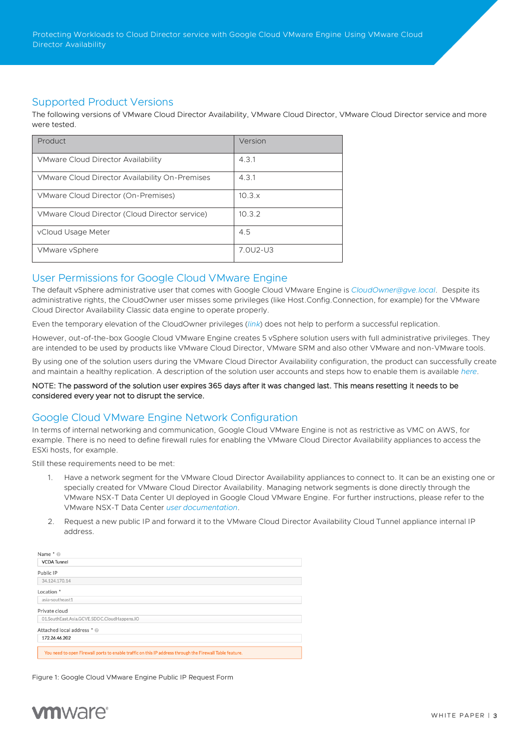## Supported Product Versions

The following versions of VMware Cloud Director Availability, VMware Cloud Director, VMware Cloud Director service and more were tested.

| Product | Version |
|---|---|
| VMware Cloud Director Availability | 4.3.1 |
| VMware Cloud Director Availability On-Premises | 4.3.1 |
| VMware Cloud Director (On-Premises) | 10.3.x |
| VMware Cloud Director (Cloud Director service) | 10.3.2 |
| vCloud Usage Meter | 4.5 |
| VMware vSphere | 7.0U2-U3 |

## User Permissions for Google Cloud VMware Engine

The default vSphere administrative user that comes with Google Cloud VMware Engine is *CloudOwner@gve.local*. Despite its administrative rights, the CloudOwner user misses some privileges (like Host.Config.Connection, for example) for the VMware Cloud Director Availability Classic data engine to operate properly.

Even the temporary elevation of the CloudOwner privileges (*link*) does not help to perform a successful replication.

However, out-of-the-box Google Cloud VMware Engine creates 5 vSphere solution users with full administrative privileges. They are intended to be used by products like VMware Cloud Director, VMware SRM and also other VMware and non-VMware tools.

By using one of the solution users during the VMware Cloud Director Availability configuration, the product can successfully create and maintain a healthy replication. A description of the solution user accounts and steps how to enable them is available *here*.

NOTE: The password of the solution user expires 365 days after it was changed last. This means resetting it needs to be considered every year not to disrupt the service.

## Google Cloud VMware Engine Network Configuration

In terms of internal networking and communication, Google Cloud VMware Engine is not as restrictive as VMC on AWS, for example. There is no need to define firewall rules for enabling the VMware Cloud Director Availability appliances to access the ESXi hosts, for example.

Still these requirements need to be met:

1. Have a network segment for the VMware Cloud Director Availability appliances to connect to. It can be an existing one or specially created for VMware Cloud Director Availability. Managing network segments is done directly through the VMware NSX-T Data Center UI deployed in Google Cloud VMware Engine. For further instructions, please refer to the VMware NSX-T Data Center *user documentation*.
2. Request a new public IP and forward it to the VMware Cloud Director Availability Cloud Tunnel appliance internal IP address.

Name *
VCDA Tunnel

Public IP
34.124.170.14

Location *
asia-southeast1

Private cloud
01.SouthEast.Asia.GCVE.SDDC.CloudHappens.IO

Attached local address *
172.26.46.202

You need to open Firewall ports to enable traffic on this IP address through the Firewall Table feature.

Figure 1: Google Cloud VMware Engine Public IP Request Form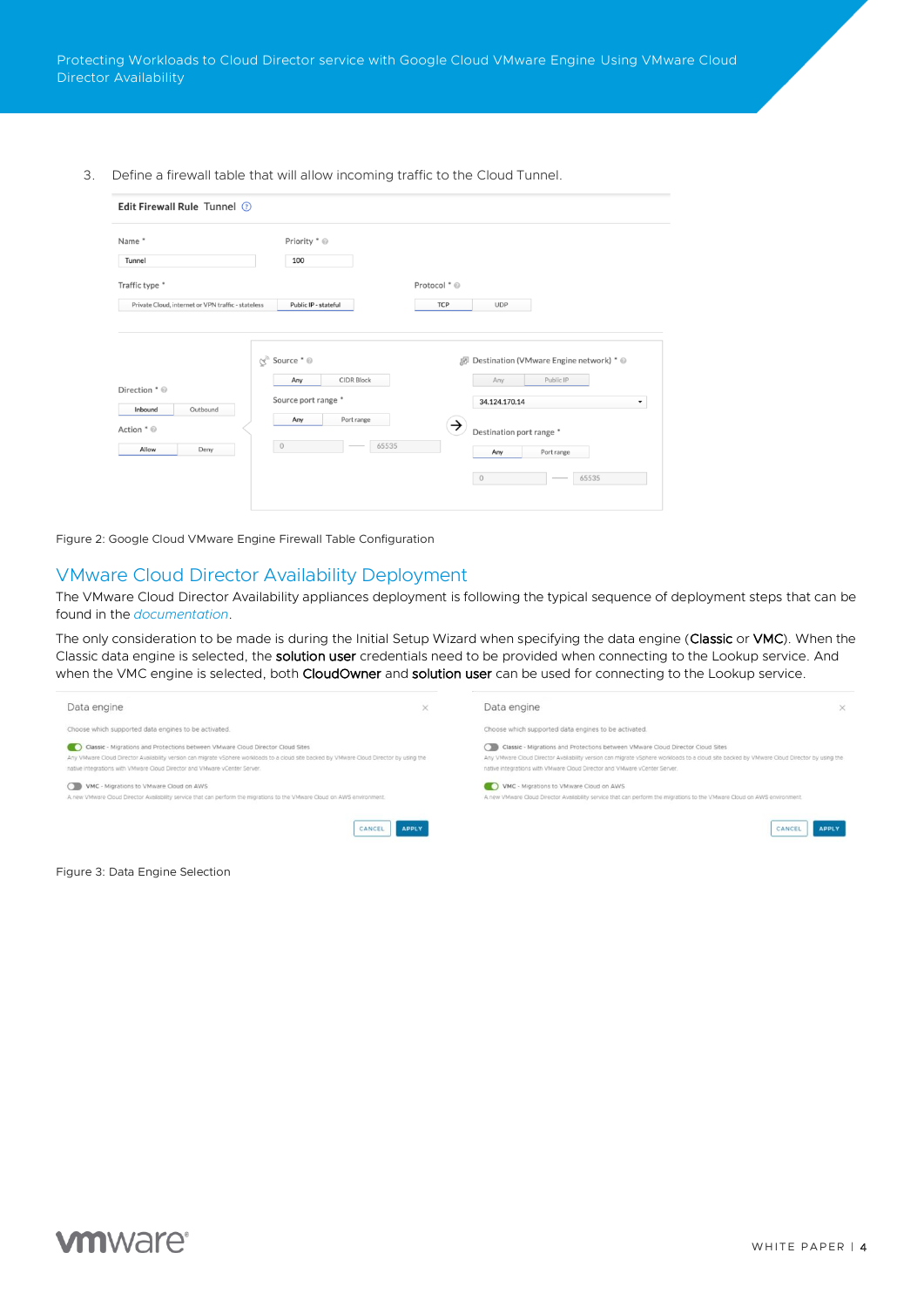3. Define a firewall table that will allow incoming traffic to the Cloud Tunnel.

Figure 2: Google Cloud VMware Engine Firewall Table Configuration

## VMware Cloud Director Availability Deployment

The VMware Cloud Director Availability appliances deployment is following the typical sequence of deployment steps that can be found in the *documentation*.

The only consideration to be made is during the Initial Setup Wizard when specifying the data engine (**Classic** or **VMC**). When the Classic data engine is selected, the **solution user** credentials need to be provided when connecting to the Lookup service. And when the VMC engine is selected, both **CloudOwner** and **solution user** can be used for connecting to the Lookup service.

Figure 3: Data Engine Selection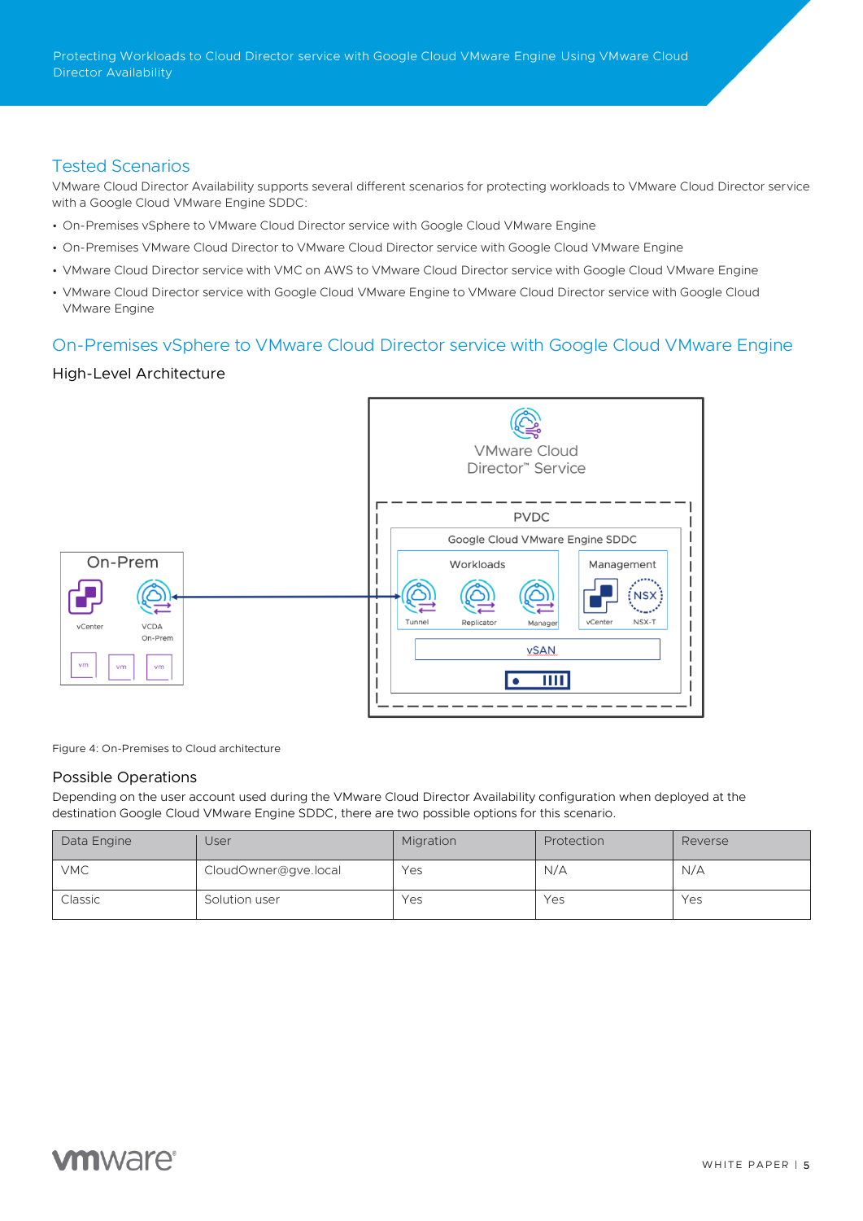## Tested Scenarios

VMware Cloud Director Availability supports several different scenarios for protecting workloads to VMware Cloud Director service with a Google Cloud VMware Engine SDDC:

- On-Premises vSphere to VMware Cloud Director service with Google Cloud VMware Engine
- On-Premises VMware Cloud Director to VMware Cloud Director service with Google Cloud VMware Engine
- VMware Cloud Director service with VMC on AWS to VMware Cloud Director service with Google Cloud VMware Engine
- VMware Cloud Director service with Google Cloud VMware Engine to VMware Cloud Director service with Google Cloud VMware Engine

## On-Premises vSphere to VMware Cloud Director service with Google Cloud VMware Engine

### High-Level Architecture

Figure 4: On-Premises to Cloud architecture

### Possible Operations

Depending on the user account used during the VMware Cloud Director Availability configuration when deployed at the destination Google Cloud VMware Engine SDDC, there are two possible options for this scenario.

| Data Engine | User | Migration | Protection | Reverse |
|---|---|---|---|---|
| VMC | CloudOwner@gve.local | Yes | N/A | N/A |
| Classic | Solution user | Yes | Yes | Yes |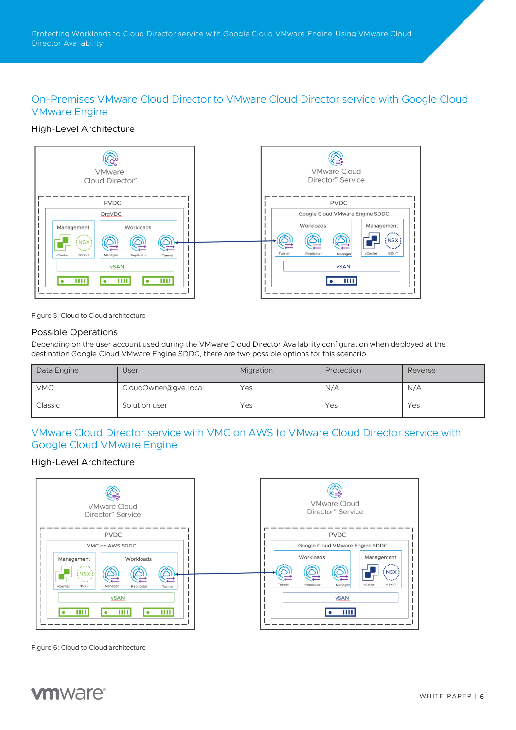## On-Premises VMware Cloud Director to VMware Cloud Director service with Google Cloud VMware Engine

### High-Level Architecture

Figure 5: Cloud to Cloud architecture

### Possible Operations

Depending on the user account used during the VMware Cloud Director Availability configuration when deployed at the destination Google Cloud VMware Engine SDDC, there are two possible options for this scenario.

| Data Engine | User | Migration | Protection | Reverse |
|---|---|---|---|---|
| VMC | CloudOwner@gve.local | Yes | N/A | N/A |
| Classic | Solution user | Yes | Yes | Yes |

## VMware Cloud Director service with VMC on AWS to VMware Cloud Director service with Google Cloud VMware Engine

### High-Level Architecture

Figure 6: Cloud to Cloud architecture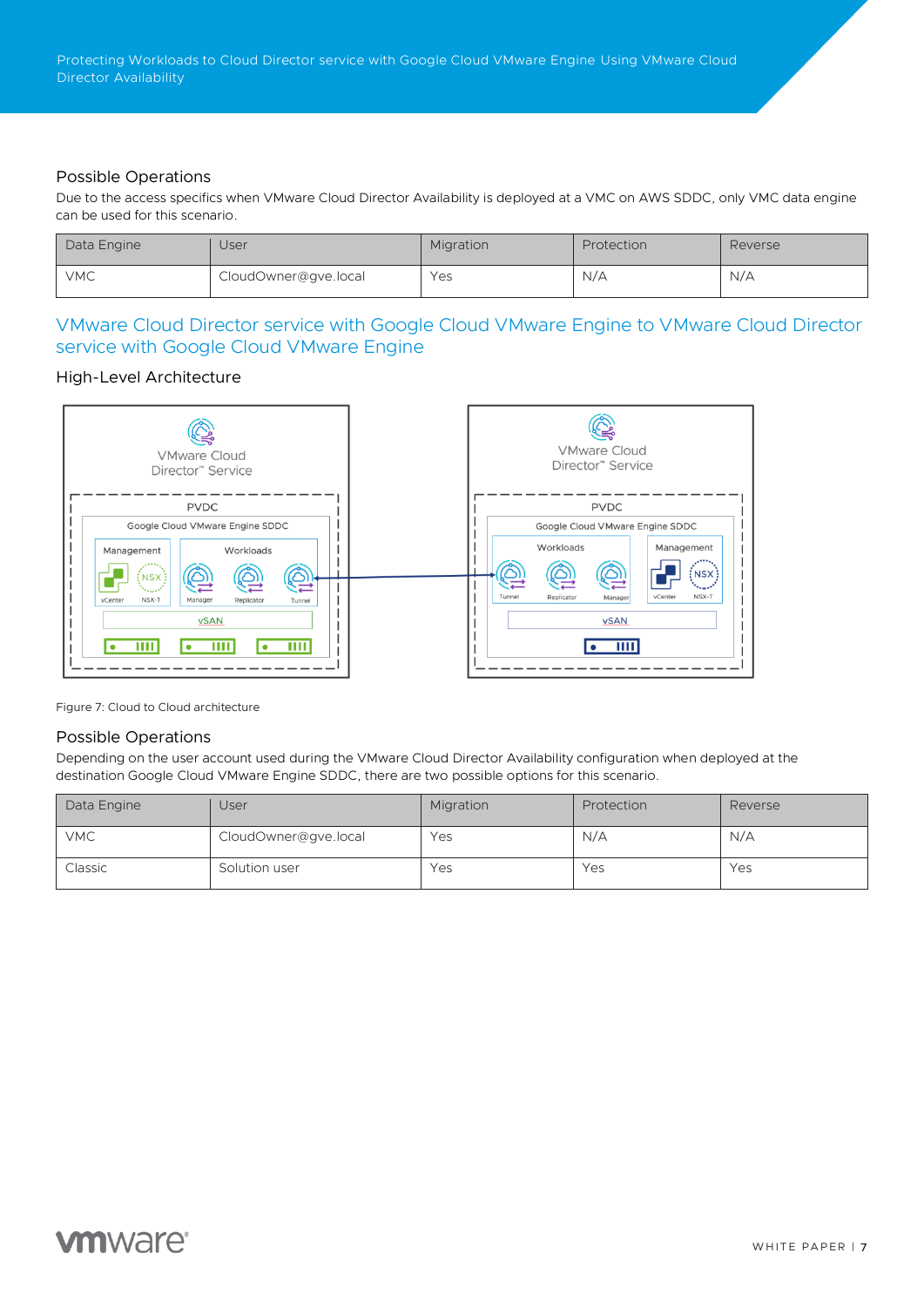### Possible Operations

Due to the access specifics when VMware Cloud Director Availability is deployed at a VMC on AWS SDDC, only VMC data engine can be used for this scenario.

| Data Engine | User | Migration | Protection | Reverse |
| --- | --- | --- | --- | --- |
| VMC | CloudOwner@gve.local | Yes | N/A | N/A |

## VMware Cloud Director service with Google Cloud VMware Engine to VMware Cloud Director service with Google Cloud VMware Engine

### High-Level Architecture

Figure 7: Cloud to Cloud architecture

### Possible Operations

Depending on the user account used during the VMware Cloud Director Availability configuration when deployed at the destination Google Cloud VMware Engine SDDC, there are two possible options for this scenario.

| Data Engine | User | Migration | Protection | Reverse |
| --- | --- | --- | --- | --- |
| VMC | CloudOwner@gve.local | Yes | N/A | N/A |
| Classic | Solution user | Yes | Yes | Yes |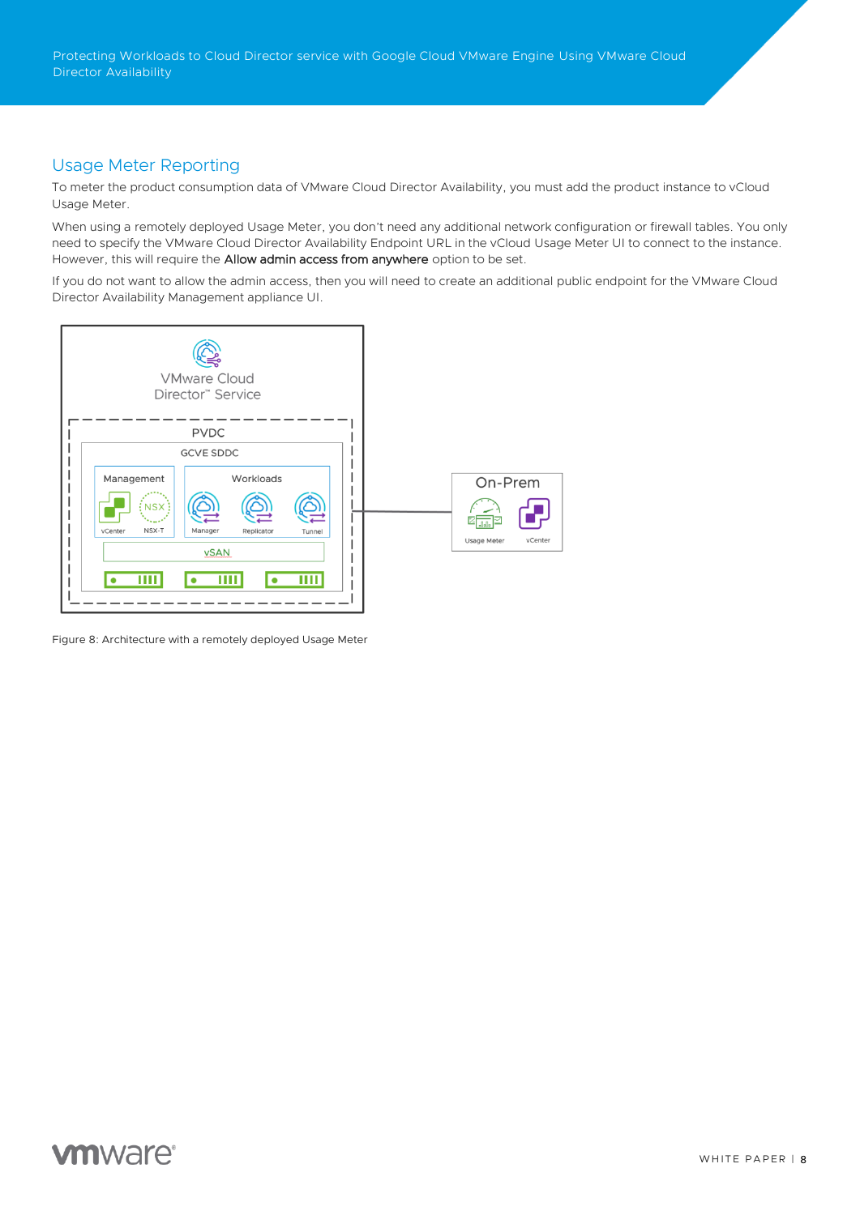## Usage Meter Reporting

To meter the product consumption data of VMware Cloud Director Availability, you must add the product instance to vCloud Usage Meter.

When using a remotely deployed Usage Meter, you don't need any additional network configuration or firewall tables. You only need to specify the VMware Cloud Director Availability Endpoint URL in the vCloud Usage Meter UI to connect to the instance. However, this will require the **Allow admin access from anywhere** option to be set.

If you do not want to allow the admin access, then you will need to create an additional public endpoint for the VMware Cloud Director Availability Management appliance UI.

Figure 8: Architecture with a remotely deployed Usage Meter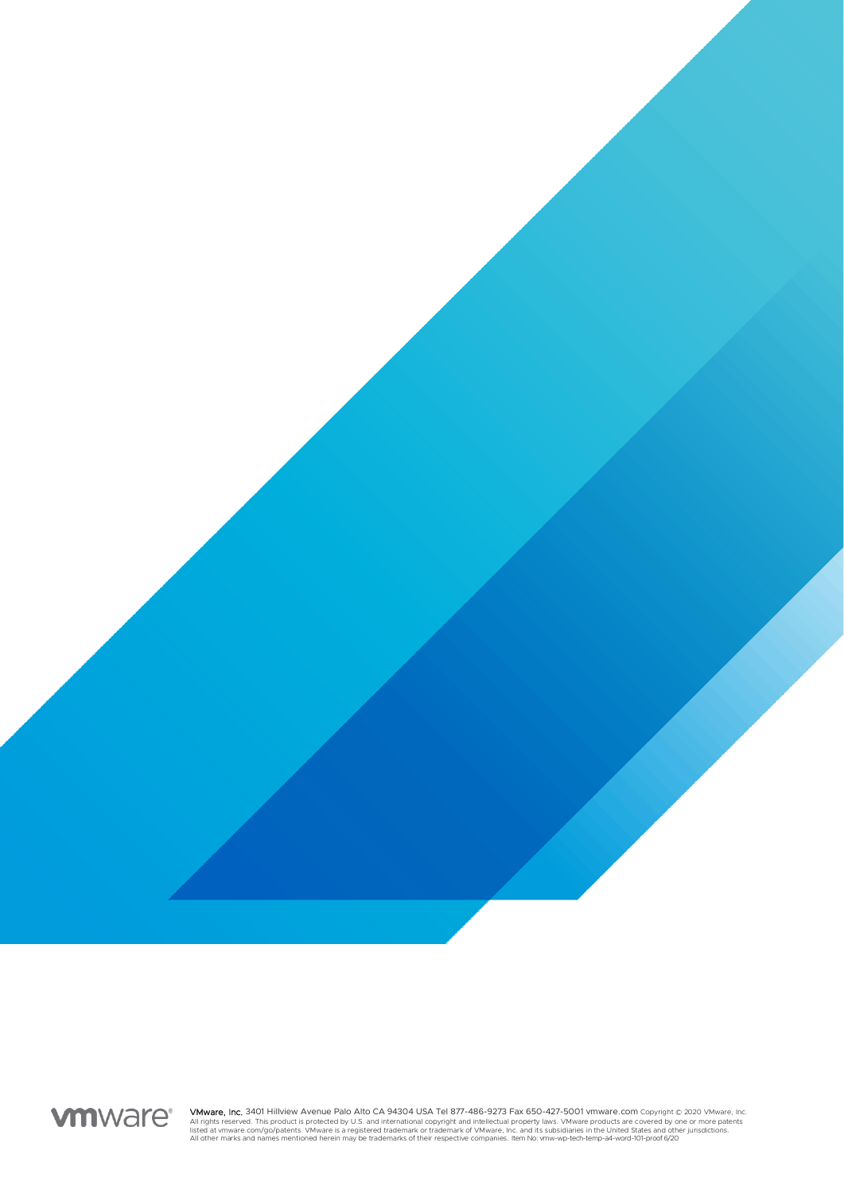**VMware, Inc.** 3401 Hillview Avenue Palo Alto CA 94304 USA Tel 877-486-9273 Fax 650-427-5001 vmware.com Copyright © 2020 VMware, Inc. All rights reserved. This product is protected by U.S. and international copyright and intellectual property laws. VMware products are covered by one or more patents listed at vmware.com/go/patents. VMware is a registered trademark or trademark of VMware, Inc. and its subsidiaries in the United States and other jurisdictions. All other marks and names mentioned herein may be trademarks of their respective companies. Item No: vmw-wp-tech-temp-a4-word-101-proof 6/20